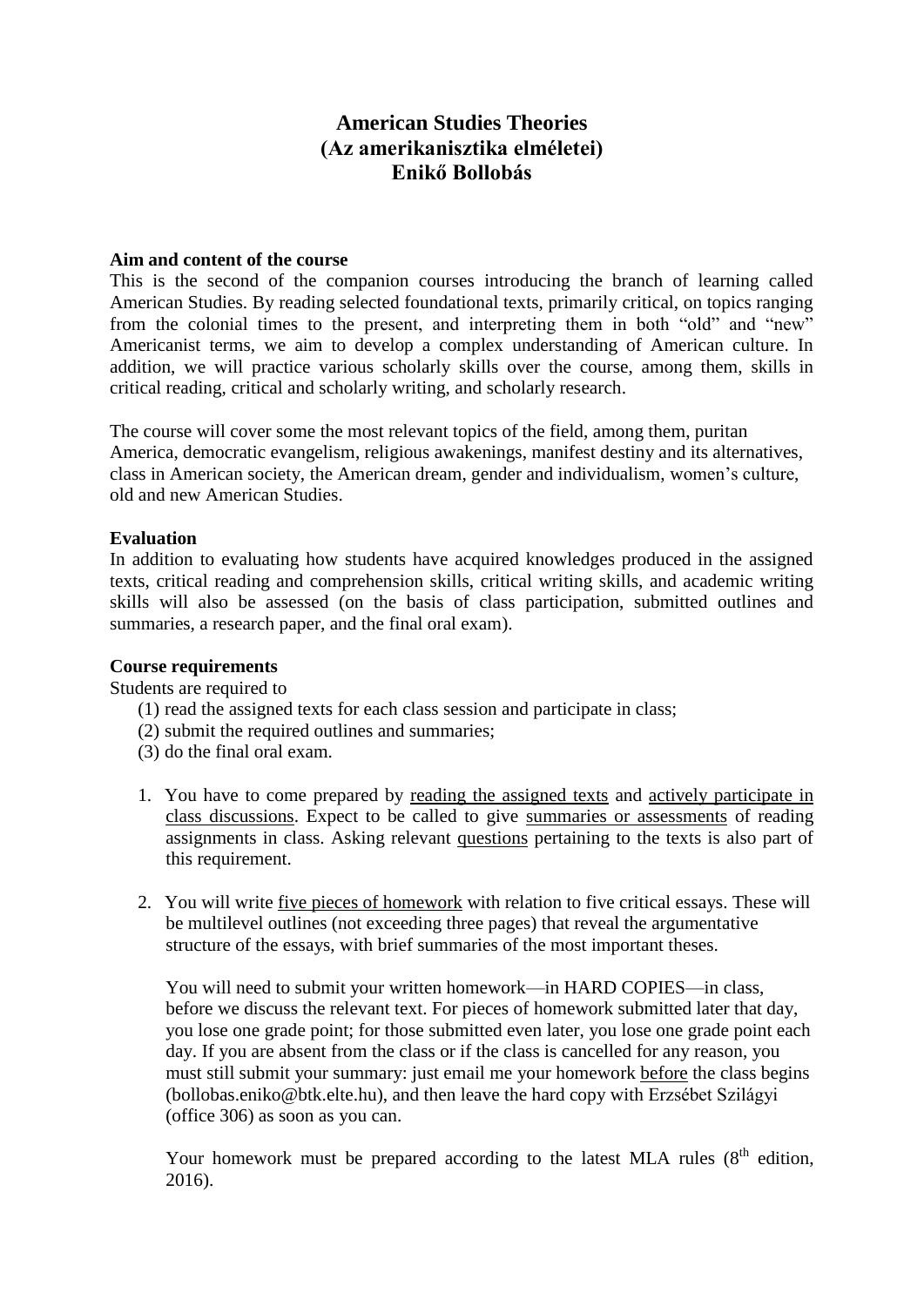# American Studies Theories
# (Az amerikanisztika elméletei)
# Enikő Bollobás

**Aim and content of the course**

This is the second of the companion courses introducing the branch of learning called American Studies. By reading selected foundational texts, primarily critical, on topics ranging from the colonial times to the present, and interpreting them in both "old" and "new" Americanist terms, we aim to develop a complex understanding of American culture. In addition, we will practice various scholarly skills over the course, among them, skills in critical reading, critical and scholarly writing, and scholarly research.

The course will cover some the most relevant topics of the field, among them, puritan America, democratic evangelism, religious awakenings, manifest destiny and its alternatives, class in American society, the American dream, gender and individualism, women's culture, old and new American Studies.

**Evaluation**

In addition to evaluating how students have acquired knowledges produced in the assigned texts, critical reading and comprehension skills, critical writing skills, and academic writing skills will also be assessed (on the basis of class participation, submitted outlines and summaries, a research paper, and the final oral exam).

**Course requirements**

Students are required to

(1) read the assigned texts for each class session and participate in class;
(2) submit the required outlines and summaries;
(3) do the final oral exam.

1. You have to come prepared by reading the assigned texts and actively participate in class discussions. Expect to be called to give summaries or assessments of reading assignments in class. Asking relevant questions pertaining to the texts is also part of this requirement.

2. You will write five pieces of homework with relation to five critical essays. These will be multilevel outlines (not exceeding three pages) that reveal the argumentative structure of the essays, with brief summaries of the most important theses.

   You will need to submit your written homework—in HARD COPIES—in class, before we discuss the relevant text. For pieces of homework submitted later that day, you lose one grade point; for those submitted even later, you lose one grade point each day. If you are absent from the class or if the class is cancelled for any reason, you must still submit your summary: just email me your homework before the class begins (bollobas.eniko@btk.elte.hu), and then leave the hard copy with Erzsébet Szilágyi (office 306) as soon as you can.

   Your homework must be prepared according to the latest MLA rules (8th edition, 2016).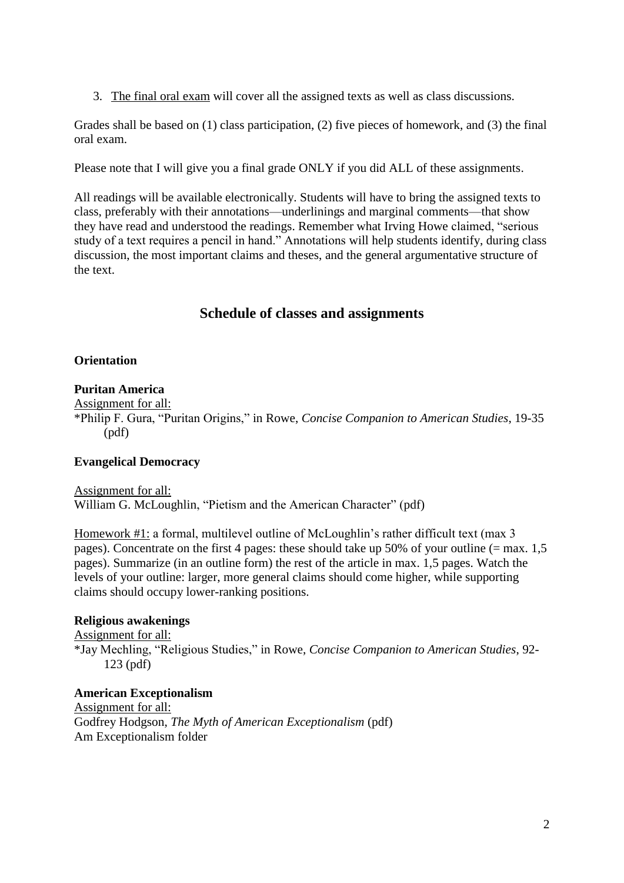3. The final oral exam will cover all the assigned texts as well as class discussions.

Grades shall be based on (1) class participation, (2) five pieces of homework, and (3) the final oral exam.

Please note that I will give you a final grade ONLY if you did ALL of these assignments.

All readings will be available electronically. Students will have to bring the assigned texts to class, preferably with their annotations—underlinings and marginal comments—that show they have read and understood the readings. Remember what Irving Howe claimed, "serious study of a text requires a pencil in hand." Annotations will help students identify, during class discussion, the most important claims and theses, and the general argumentative structure of the text.

## Schedule of classes and assignments

**Orientation**

**Puritan America**

Assignment for all:
*Philip F. Gura, "Puritan Origins," in Rowe, *Concise Companion to American Studies*, 19-35 (pdf)

**Evangelical Democracy**

Assignment for all:
William G. McLoughlin, "Pietism and the American Character" (pdf)

Homework #1: a formal, multilevel outline of McLoughlin's rather difficult text (max 3 pages). Concentrate on the first 4 pages: these should take up 50% of your outline (= max. 1,5 pages). Summarize (in an outline form) the rest of the article in max. 1,5 pages. Watch the levels of your outline: larger, more general claims should come higher, while supporting claims should occupy lower-ranking positions.

**Religious awakenings**

Assignment for all:
*Jay Mechling, "Religious Studies," in Rowe, *Concise Companion to American Studies*, 92-123 (pdf)

**American Exceptionalism**

Assignment for all:
Godfrey Hodgson, *The Myth of American Exceptionalism* (pdf)
Am Exceptionalism folder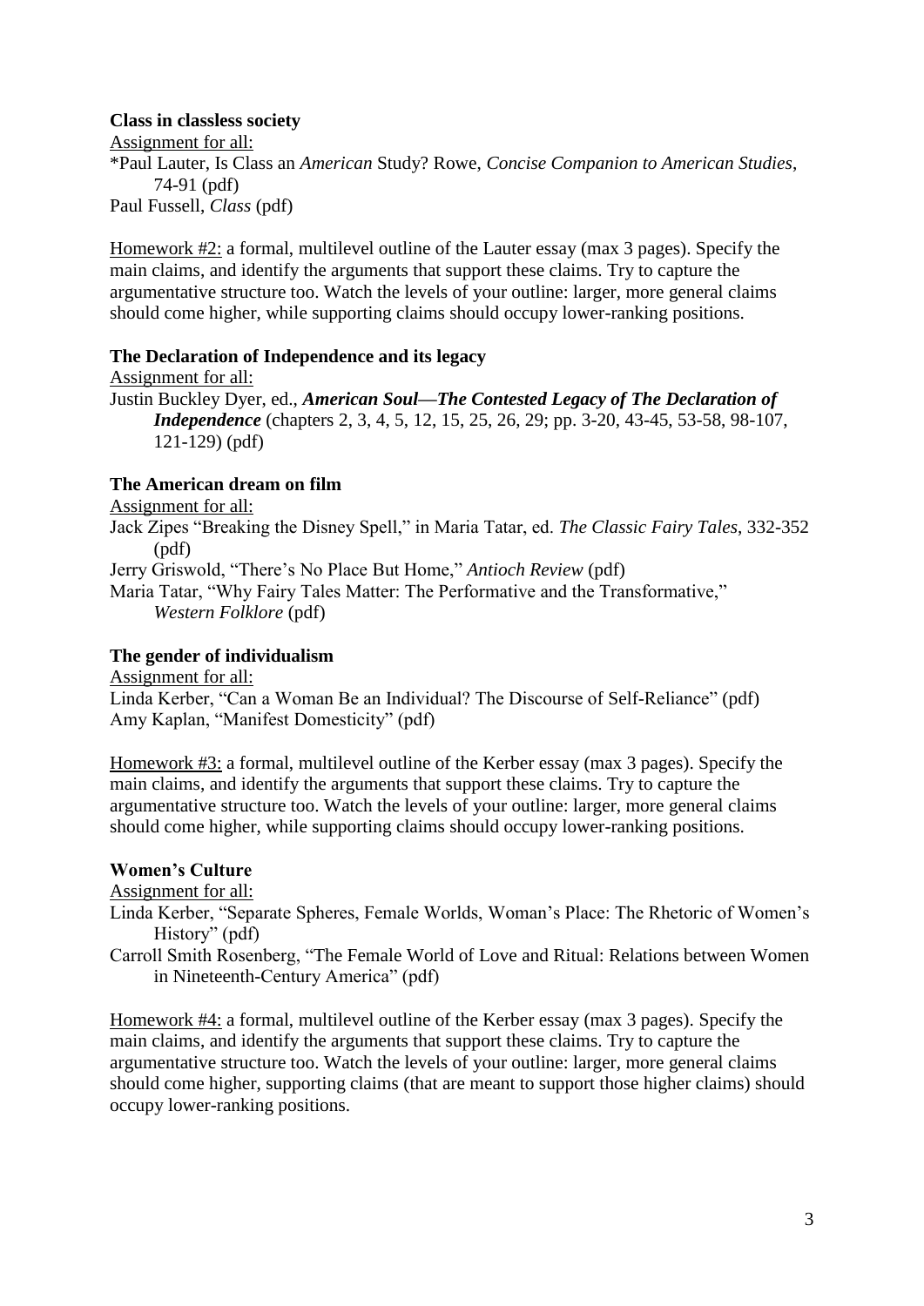**Class in classless society**

Assignment for all:

*Paul Lauter, Is Class an *American* Study? Rowe, *Concise Companion to American Studies*, 74-91 (pdf)
Paul Fussell, *Class* (pdf)

Homework #2: a formal, multilevel outline of the Lauter essay (max 3 pages). Specify the main claims, and identify the arguments that support these claims. Try to capture the argumentative structure too. Watch the levels of your outline: larger, more general claims should come higher, while supporting claims should occupy lower-ranking positions.

**The Declaration of Independence and its legacy**

Assignment for all:

Justin Buckley Dyer, ed., ***American Soul—The Contested Legacy of The Declaration of Independence*** (chapters 2, 3, 4, 5, 12, 15, 25, 26, 29; pp. 3-20, 43-45, 53-58, 98-107, 121-129) (pdf)

**The American dream on film**

Assignment for all:

Jack Zipes "Breaking the Disney Spell," in Maria Tatar, ed. *The Classic Fairy Tales*, 332-352 (pdf)
Jerry Griswold, "There's No Place But Home," *Antioch Review* (pdf)
Maria Tatar, "Why Fairy Tales Matter: The Performative and the Transformative," *Western Folklore* (pdf)

**The gender of individualism**

Assignment for all:

Linda Kerber, "Can a Woman Be an Individual? The Discourse of Self-Reliance" (pdf)
Amy Kaplan, "Manifest Domesticity" (pdf)

Homework #3: a formal, multilevel outline of the Kerber essay (max 3 pages). Specify the main claims, and identify the arguments that support these claims. Try to capture the argumentative structure too. Watch the levels of your outline: larger, more general claims should come higher, while supporting claims should occupy lower-ranking positions.

**Women's Culture**

Assignment for all:

Linda Kerber, "Separate Spheres, Female Worlds, Woman's Place: The Rhetoric of Women's History" (pdf)
Carroll Smith Rosenberg, "The Female World of Love and Ritual: Relations between Women in Nineteenth-Century America" (pdf)

Homework #4: a formal, multilevel outline of the Kerber essay (max 3 pages). Specify the main claims, and identify the arguments that support these claims. Try to capture the argumentative structure too. Watch the levels of your outline: larger, more general claims should come higher, supporting claims (that are meant to support those higher claims) should occupy lower-ranking positions.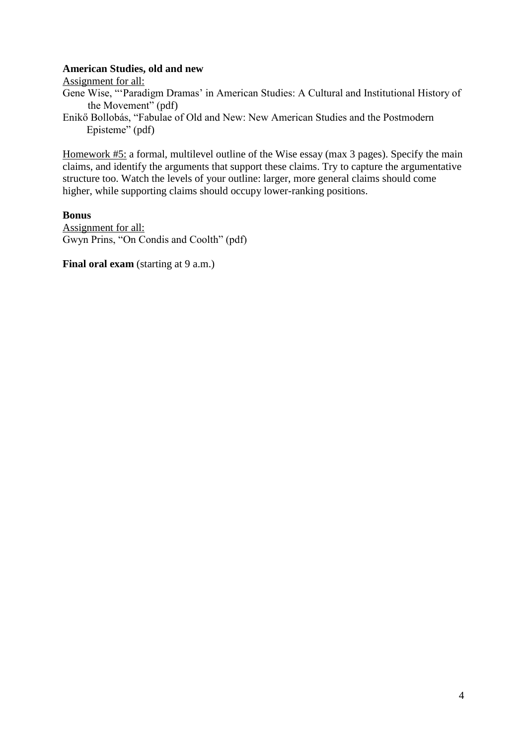**American Studies, old and new**

Assignment for all:

Gene Wise, "'Paradigm Dramas' in American Studies: A Cultural and Institutional History of the Movement" (pdf)

Enikő Bollobás, "Fabulae of Old and New: New American Studies and the Postmodern Episteme" (pdf)

Homework #5: a formal, multilevel outline of the Wise essay (max 3 pages). Specify the main claims, and identify the arguments that support these claims. Try to capture the argumentative structure too. Watch the levels of your outline: larger, more general claims should come higher, while supporting claims should occupy lower-ranking positions.

**Bonus**

Assignment for all:

Gwyn Prins, "On Condis and Coolth" (pdf)

**Final oral exam** (starting at 9 a.m.)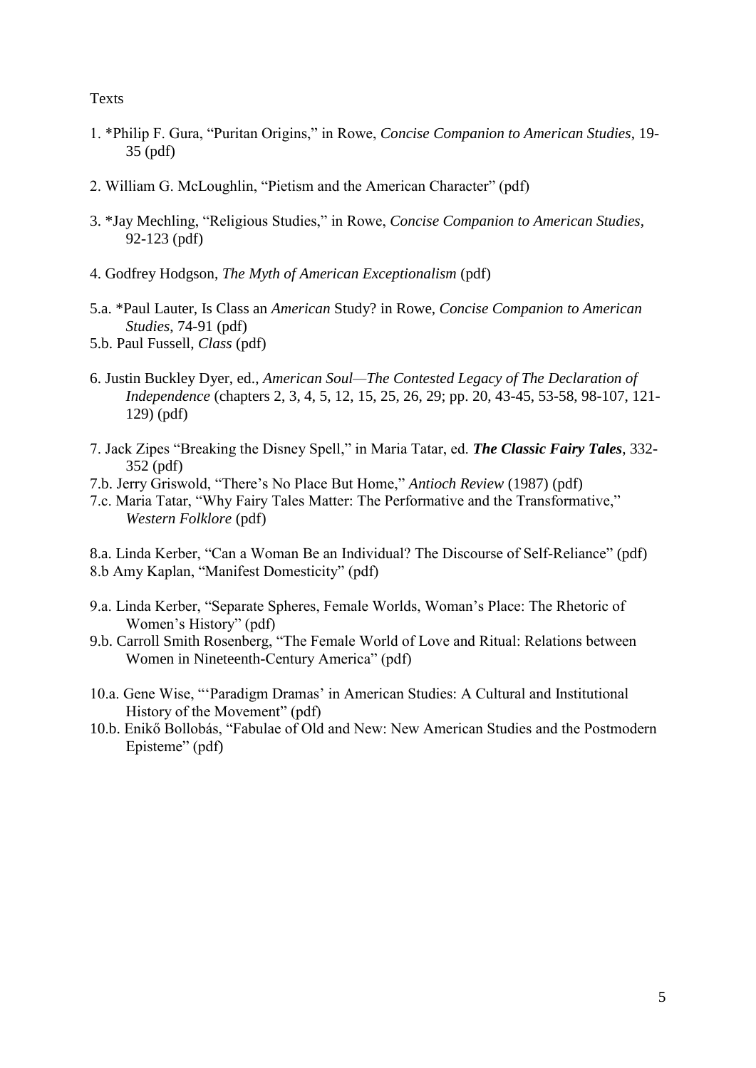Texts

1. *Philip F. Gura, "Puritan Origins," in Rowe, *Concise Companion to American Studies*, 19-35 (pdf)

2. William G. McLoughlin, "Pietism and the American Character" (pdf)

3. *Jay Mechling, "Religious Studies," in Rowe, *Concise Companion to American Studies*, 92-123 (pdf)

4. Godfrey Hodgson, *The Myth of American Exceptionalism* (pdf)

5.a. *Paul Lauter, Is Class an *American* Study? in Rowe, *Concise Companion to American Studies*, 74-91 (pdf)
5.b. Paul Fussell, *Class* (pdf)

6. Justin Buckley Dyer, ed., *American Soul—The Contested Legacy of The Declaration of Independence* (chapters 2, 3, 4, 5, 12, 15, 25, 26, 29; pp. 20, 43-45, 53-58, 98-107, 121-129) (pdf)

7. Jack Zipes "Breaking the Disney Spell," in Maria Tatar, ed. ***The Classic Fairy Tales***, 332-352 (pdf)
7.b. Jerry Griswold, "There's No Place But Home," *Antioch Review* (1987) (pdf)
7.c. Maria Tatar, "Why Fairy Tales Matter: The Performative and the Transformative," *Western Folklore* (pdf)

8.a. Linda Kerber, "Can a Woman Be an Individual? The Discourse of Self-Reliance" (pdf)
8.b Amy Kaplan, "Manifest Domesticity" (pdf)

9.a. Linda Kerber, "Separate Spheres, Female Worlds, Woman's Place: The Rhetoric of Women's History" (pdf)
9.b. Carroll Smith Rosenberg, "The Female World of Love and Ritual: Relations between Women in Nineteenth-Century America" (pdf)

10.a. Gene Wise, "'Paradigm Dramas' in American Studies: A Cultural and Institutional History of the Movement" (pdf)
10.b. Enikő Bollobás, "Fabulae of Old and New: New American Studies and the Postmodern Episteme" (pdf)